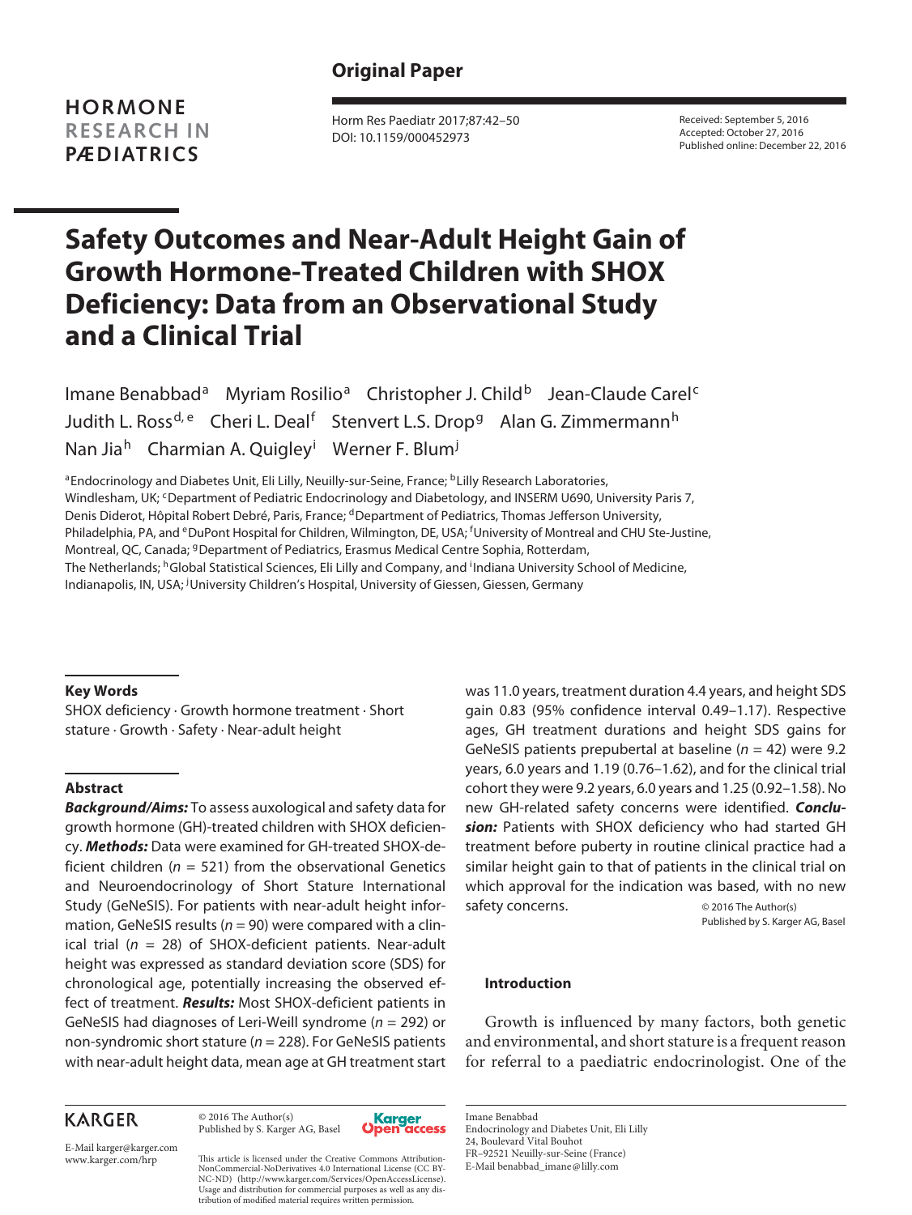Original Paper

Received: September 5, 2016
Accepted: October 27, 2016
Published online: December 22, 2016

# Safety Outcomes and Near-Adult Height Gain of Growth Hormone-Treated Children with SHOX Deficiency: Data from an Observational Study and a Clinical Trial

Imane Benabbad[a] Myriam Rosilio[a] Christopher J. Child[b] Jean-Claude Carel[c] Judith L. Ross[d, e] Cheri L. Deal[f] Stenvert L.S. Drop[g] Alan G. Zimmermann[h] Nan Jia[h] Charmian A. Quigley[i] Werner F. Blum[j]

[a]Endocrinology and Diabetes Unit, Eli Lilly, Neuilly-sur-Seine, France; [b]Lilly Research Laboratories, Windlesham, UK; [c]Department of Pediatric Endocrinology and Diabetology, and INSERM U690, University Paris 7, Denis Diderot, Hôpital Robert Debré, Paris, France; [d]Department of Pediatrics, Thomas Jefferson University, Philadelphia, PA, and [e]DuPont Hospital for Children, Wilmington, DE, USA; [f]University of Montreal and CHU Ste-Justine, Montreal, QC, Canada; [g]Department of Pediatrics, Erasmus Medical Centre Sophia, Rotterdam, The Netherlands; [h]Global Statistical Sciences, Eli Lilly and Company, and [i]Indiana University School of Medicine, Indianapolis, IN, USA; [j]University Children's Hospital, University of Giessen, Giessen, Germany

### Key Words

SHOX deficiency · Growth hormone treatment · Short stature · Growth · Safety · Near-adult height

### Abstract

***Background/Aims:*** To assess auxological and safety data for growth hormone (GH)-treated children with SHOX deficiency. ***Methods:*** Data were examined for GH-treated SHOX-deficient children ($n$ = 521) from the observational Genetics and Neuroendocrinology of Short Stature International Study (GeNeSIS). For patients with near-adult height information, GeNeSIS results ($n$ = 90) were compared with a clinical trial ($n$ = 28) of SHOX-deficient patients. Near-adult height was expressed as standard deviation score (SDS) for chronological age, potentially increasing the observed effect of treatment. ***Results:*** Most SHOX-deficient patients in GeNeSIS had diagnoses of Leri-Weill syndrome ($n$ = 292) or non-syndromic short stature ($n$ = 228). For GeNeSIS patients with near-adult height data, mean age at GH treatment start was 11.0 years, treatment duration 4.4 years, and height SDS gain 0.83 (95% confidence interval 0.49–1.17). Respective ages, GH treatment durations and height SDS gains for GeNeSIS patients prepubertal at baseline ($n$ = 42) were 9.2 years, 6.0 years and 1.19 (0.76–1.62), and for the clinical trial cohort they were 9.2 years, 6.0 years and 1.25 (0.92–1.58). No new GH-related safety concerns were identified. ***Conclusion:*** Patients with SHOX deficiency who had started GH treatment before puberty in routine clinical practice had a similar height gain to that of patients in the clinical trial on which approval for the indication was based, with no new safety concerns.

© 2016 The Author(s)
Published by S. Karger AG, Basel

### Introduction

Growth is influenced by many factors, both genetic and environmental, and short stature is a frequent reason for referral to a paediatric endocrinologist. One of the

KARGER

E-Mail karger@karger.com
www.karger.com/hrp

© 2016 The Author(s)
Published by S. Karger AG, Basel

This article is licensed under the Creative Commons Attribution-NonCommercial-NoDerivatives 4.0 International License (CC BY-NC-ND) (http://www.karger.com/Services/OpenAccessLicense). Usage and distribution for commercial purposes as well as any distribution of modified material requires written permission.

Imane Benabbad
Endocrinology and Diabetes Unit, Eli Lilly
24, Boulevard Vital Bouhot
FR–92521 Neuilly-sur-Seine (France)
E-Mail benabbad_imane@lilly.com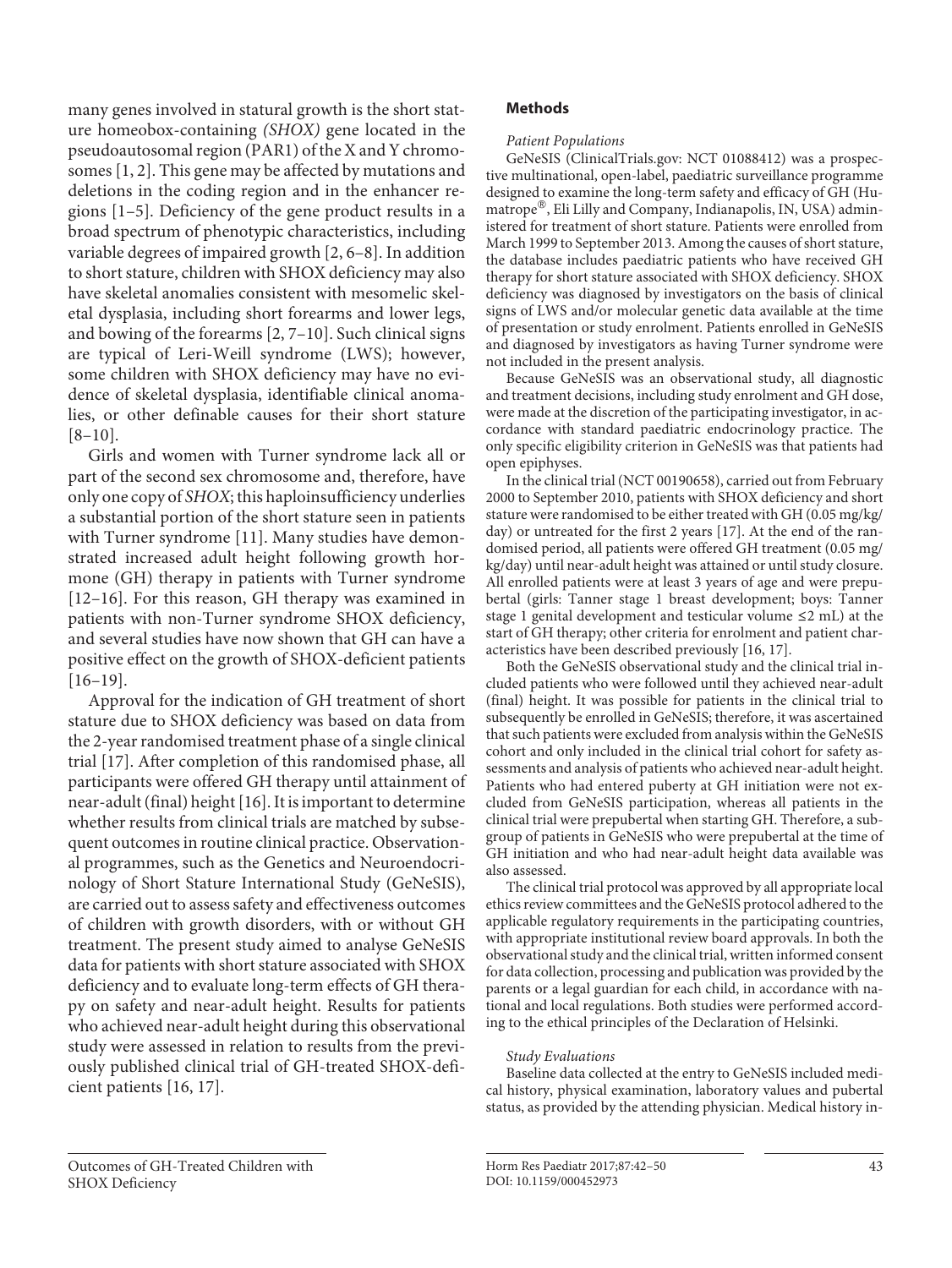many genes involved in statural growth is the short stature homeobox-containing *(SHOX)* gene located in the pseudoautosomal region (PAR1) of the X and Y chromosomes [1, 2]. This gene may be affected by mutations and deletions in the coding region and in the enhancer regions [1–5]. Deficiency of the gene product results in a broad spectrum of phenotypic characteristics, including variable degrees of impaired growth [2, 6–8]. In addition to short stature, children with SHOX deficiency may also have skeletal anomalies consistent with mesomelic skeletal dysplasia, including short forearms and lower legs, and bowing of the forearms [2, 7–10]. Such clinical signs are typical of Leri-Weill syndrome (LWS); however, some children with SHOX deficiency may have no evidence of skeletal dysplasia, identifiable clinical anomalies, or other definable causes for their short stature [8–10].

Girls and women with Turner syndrome lack all or part of the second sex chromosome and, therefore, have only one copy of *SHOX*; this haploinsufficiency underlies a substantial portion of the short stature seen in patients with Turner syndrome [11]. Many studies have demonstrated increased adult height following growth hormone (GH) therapy in patients with Turner syndrome [12–16]. For this reason, GH therapy was examined in patients with non-Turner syndrome SHOX deficiency, and several studies have now shown that GH can have a positive effect on the growth of SHOX-deficient patients [16–19].

Approval for the indication of GH treatment of short stature due to SHOX deficiency was based on data from the 2-year randomised treatment phase of a single clinical trial [17]. After completion of this randomised phase, all participants were offered GH therapy until attainment of near-adult (final) height [16]. It is important to determine whether results from clinical trials are matched by subsequent outcomes in routine clinical practice. Observational programmes, such as the Genetics and Neuroendocrinology of Short Stature International Study (GeNeSIS), are carried out to assess safety and effectiveness outcomes of children with growth disorders, with or without GH treatment. The present study aimed to analyse GeNeSIS data for patients with short stature associated with SHOX deficiency and to evaluate long-term effects of GH therapy on safety and near-adult height. Results for patients who achieved near-adult height during this observational study were assessed in relation to results from the previously published clinical trial of GH-treated SHOX-deficient patients [16, 17].

## Methods

### *Patient Populations*

GeNeSIS (ClinicalTrials.gov: NCT 01088412) was a prospective multinational, open-label, paediatric surveillance programme designed to examine the long-term safety and efficacy of GH (Humatrope®, Eli Lilly and Company, Indianapolis, IN, USA) administered for treatment of short stature. Patients were enrolled from March 1999 to September 2013. Among the causes of short stature, the database includes paediatric patients who have received GH therapy for short stature associated with SHOX deficiency. SHOX deficiency was diagnosed by investigators on the basis of clinical signs of LWS and/or molecular genetic data available at the time of presentation or study enrolment. Patients enrolled in GeNeSIS and diagnosed by investigators as having Turner syndrome were not included in the present analysis.

Because GeNeSIS was an observational study, all diagnostic and treatment decisions, including study enrolment and GH dose, were made at the discretion of the participating investigator, in accordance with standard paediatric endocrinology practice. The only specific eligibility criterion in GeNeSIS was that patients had open epiphyses.

In the clinical trial (NCT 00190658), carried out from February 2000 to September 2010, patients with SHOX deficiency and short stature were randomised to be either treated with GH (0.05 mg/kg/day) or untreated for the first 2 years [17]. At the end of the randomised period, all patients were offered GH treatment (0.05 mg/kg/day) until near-adult height was attained or until study closure. All enrolled patients were at least 3 years of age and were prepubertal (girls: Tanner stage 1 breast development; boys: Tanner stage 1 genital development and testicular volume ≤2 mL) at the start of GH therapy; other criteria for enrolment and patient characteristics have been described previously [16, 17].

Both the GeNeSIS observational study and the clinical trial included patients who were followed until they achieved near-adult (final) height. It was possible for patients in the clinical trial to subsequently be enrolled in GeNeSIS; therefore, it was ascertained that such patients were excluded from analysis within the GeNeSIS cohort and only included in the clinical trial cohort for safety assessments and analysis of patients who achieved near-adult height. Patients who had entered puberty at GH initiation were not excluded from GeNeSIS participation, whereas all patients in the clinical trial were prepubertal when starting GH. Therefore, a subgroup of patients in GeNeSIS who were prepubertal at the time of GH initiation and who had near-adult height data available was also assessed.

The clinical trial protocol was approved by all appropriate local ethics review committees and the GeNeSIS protocol adhered to the applicable regulatory requirements in the participating countries, with appropriate institutional review board approvals. In both the observational study and the clinical trial, written informed consent for data collection, processing and publication was provided by the parents or a legal guardian for each child, in accordance with national and local regulations. Both studies were performed according to the ethical principles of the Declaration of Helsinki.

### *Study Evaluations*

Baseline data collected at the entry to GeNeSIS included medical history, physical examination, laboratory values and pubertal status, as provided by the attending physician. Medical history in-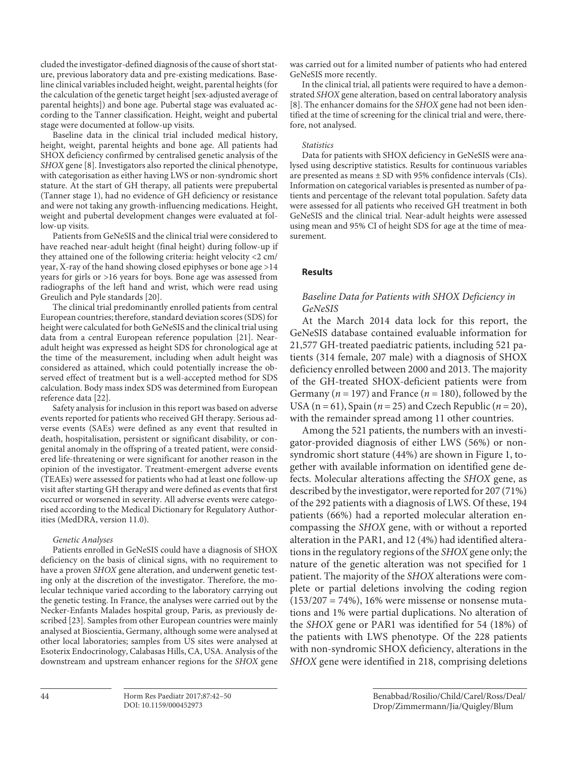cluded the investigator-defined diagnosis of the cause of short stature, previous laboratory data and pre-existing medications. Baseline clinical variables included height, weight, parental heights (for the calculation of the genetic target height [sex-adjusted average of parental heights]) and bone age. Pubertal stage was evaluated according to the Tanner classification. Height, weight and pubertal stage were documented at follow-up visits.

Baseline data in the clinical trial included medical history, height, weight, parental heights and bone age. All patients had SHOX deficiency confirmed by centralised genetic analysis of the *SHOX* gene [8]. Investigators also reported the clinical phenotype, with categorisation as either having LWS or non-syndromic short stature. At the start of GH therapy, all patients were prepubertal (Tanner stage 1), had no evidence of GH deficiency or resistance and were not taking any growth-influencing medications. Height, weight and pubertal development changes were evaluated at follow-up visits.

Patients from GeNeSIS and the clinical trial were considered to have reached near-adult height (final height) during follow-up if they attained one of the following criteria: height velocity <2 cm/year, X-ray of the hand showing closed epiphyses or bone age >14 years for girls or >16 years for boys. Bone age was assessed from radiographs of the left hand and wrist, which were read using Greulich and Pyle standards [20].

The clinical trial predominantly enrolled patients from central European countries; therefore, standard deviation scores (SDS) for height were calculated for both GeNeSIS and the clinical trial using data from a central European reference population [21]. Near-adult height was expressed as height SDS for chronological age at the time of the measurement, including when adult height was considered as attained, which could potentially increase the observed effect of treatment but is a well-accepted method for SDS calculation. Body mass index SDS was determined from European reference data [22].

Safety analysis for inclusion in this report was based on adverse events reported for patients who received GH therapy. Serious adverse events (SAEs) were defined as any event that resulted in death, hospitalisation, persistent or significant disability, or congenital anomaly in the offspring of a treated patient, were considered life-threatening or were significant for another reason in the opinion of the investigator. Treatment-emergent adverse events (TEAEs) were assessed for patients who had at least one follow-up visit after starting GH therapy and were defined as events that first occurred or worsened in severity. All adverse events were categorised according to the Medical Dictionary for Regulatory Authorities (MedDRA, version 11.0).

*Genetic Analyses*

Patients enrolled in GeNeSIS could have a diagnosis of SHOX deficiency on the basis of clinical signs, with no requirement to have a proven *SHOX* gene alteration, and underwent genetic testing only at the discretion of the investigator. Therefore, the molecular technique varied according to the laboratory carrying out the genetic testing. In France, the analyses were carried out by the Necker-Enfants Malades hospital group, Paris, as previously described [23]. Samples from other European countries were mainly analysed at Bioscientia, Germany, although some were analysed at other local laboratories; samples from US sites were analysed at Esoterix Endocrinology, Calabasas Hills, CA, USA. Analysis of the downstream and upstream enhancer regions for the *SHOX* gene was carried out for a limited number of patients who had entered GeNeSIS more recently.

In the clinical trial, all patients were required to have a demonstrated *SHOX* gene alteration, based on central laboratory analysis [8]. The enhancer domains for the *SHOX* gene had not been identified at the time of screening for the clinical trial and were, therefore, not analysed.

*Statistics*

Data for patients with SHOX deficiency in GeNeSIS were analysed using descriptive statistics. Results for continuous variables are presented as means ± SD with 95% confidence intervals (CIs). Information on categorical variables is presented as number of patients and percentage of the relevant total population. Safety data were assessed for all patients who received GH treatment in both GeNeSIS and the clinical trial. Near-adult heights were assessed using mean and 95% CI of height SDS for age at the time of measurement.

## Results

### *Baseline Data for Patients with SHOX Deficiency in GeNeSIS*

At the March 2014 data lock for this report, the GeNeSIS database contained evaluable information for 21,577 GH-treated paediatric patients, including 521 patients (314 female, 207 male) with a diagnosis of SHOX deficiency enrolled between 2000 and 2013. The majority of the GH-treated SHOX-deficient patients were from Germany ($n$ = 197) and France ($n$ = 180), followed by the USA (n = 61), Spain ($n$ = 25) and Czech Republic ($n$ = 20), with the remainder spread among 11 other countries.

Among the 521 patients, the numbers with an investigator-provided diagnosis of either LWS (56%) or non-syndromic short stature (44%) are shown in Figure 1, together with available information on identified gene defects. Molecular alterations affecting the *SHOX* gene, as described by the investigator, were reported for 207 (71%) of the 292 patients with a diagnosis of LWS. Of these, 194 patients (66%) had a reported molecular alteration encompassing the *SHOX* gene, with or without a reported alteration in the PAR1, and 12 (4%) had identified alterations in the regulatory regions of the *SHOX* gene only; the nature of the genetic alteration was not specified for 1 patient. The majority of the *SHOX* alterations were complete or partial deletions involving the coding region (153/207 = 74%), 16% were missense or nonsense mutations and 1% were partial duplications. No alteration of the *SHOX* gene or PAR1 was identified for 54 (18%) of the patients with LWS phenotype. Of the 228 patients with non-syndromic SHOX deficiency, alterations in the *SHOX* gene were identified in 218, comprising deletions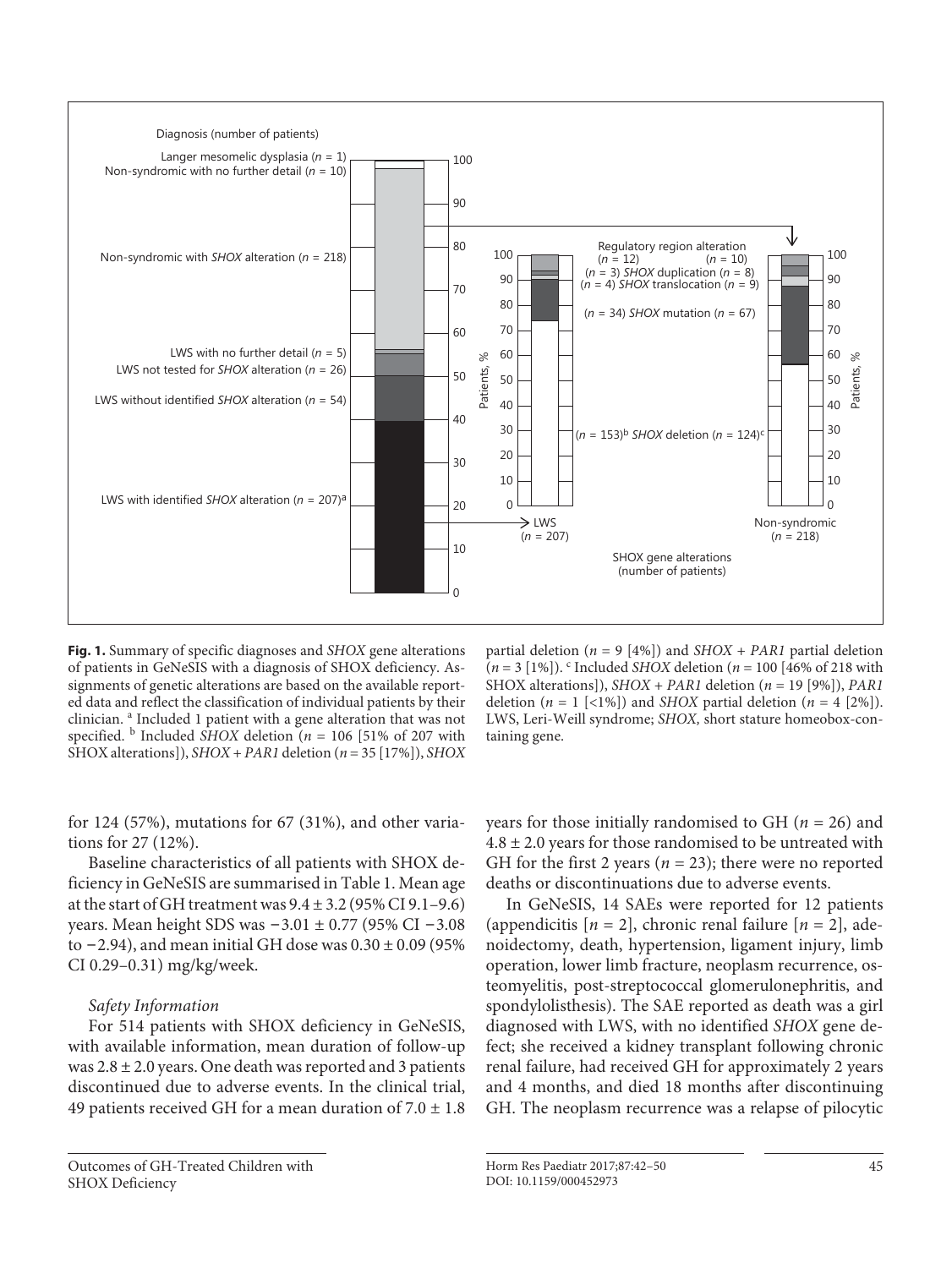Diagnosis (number of patients)

Langer mesomelic dysplasia ($n$ = 1)
Non-syndromic with no further detail ($n$ = 10)
Non-syndromic with *SHOX* alteration ($n$ = 218)
LWS with no further detail ($n$ = 5)
LWS not tested for *SHOX* alteration ($n$ = 26)
LWS without identified *SHOX* alteration ($n$ = 54)
LWS with identified *SHOX* alteration ($n$ = 207)[a]

SHOX gene alterations (number of patients)

LWS ($n$ = 207) / Non-syndromic ($n$ = 218)

Regulatory region alteration ($n$ = 12) ($n$ = 10)
($n$ = 3) *SHOX* duplication ($n$ = 8)
($n$ = 4) *SHOX* translocation ($n$ = 9)
($n$ = 34) *SHOX* mutation ($n$ = 67)
($n$ = 153)[b] *SHOX* deletion ($n$ = 124)[c]

**Fig. 1.** Summary of specific diagnoses and *SHOX* gene alterations of patients in GeNeSIS with a diagnosis of SHOX deficiency. Assignments of genetic alterations are based on the available reported data and reflect the classification of individual patients by their clinician. [a] Included 1 patient with a gene alteration that was not specified. [b] Included *SHOX* deletion ($n$ = 106 [51% of 207 with SHOX alterations]), *SHOX* + *PAR1* deletion ($n$ = 35 [17%]), *SHOX* partial deletion ($n$ = 9 [4%]) and *SHOX* + *PAR1* partial deletion ($n$ = 3 [1%]). [c] Included *SHOX* deletion ($n$ = 100 [46% of 218 with SHOX alterations]), *SHOX* + *PAR1* deletion ($n$ = 19 [9%]), *PAR1* deletion ($n$ = 1 [<1%]) and *SHOX* partial deletion ($n$ = 4 [2%]). LWS, Leri-Weill syndrome; *SHOX*, short stature homeobox-containing gene.

for 124 (57%), mutations for 67 (31%), and other variations for 27 (12%).

Baseline characteristics of all patients with SHOX deficiency in GeNeSIS are summarised in Table 1. Mean age at the start of GH treatment was 9.4 ± 3.2 (95% CI 9.1–9.6) years. Mean height SDS was −3.01 ± 0.77 (95% CI −3.08 to −2.94), and mean initial GH dose was 0.30 ± 0.09 (95% CI 0.29–0.31) mg/kg/week.

*Safety Information*

For 514 patients with SHOX deficiency in GeNeSIS, with available information, mean duration of follow-up was 2.8 ± 2.0 years. One death was reported and 3 patients discontinued due to adverse events. In the clinical trial, 49 patients received GH for a mean duration of 7.0 ± 1.8 years for those initially randomised to GH ($n$ = 26) and 4.8 ± 2.0 years for those randomised to be untreated with GH for the first 2 years ($n$ = 23); there were no reported deaths or discontinuations due to adverse events.

In GeNeSIS, 14 SAEs were reported for 12 patients (appendicitis [$n$ = 2], chronic renal failure [$n$ = 2], adenoidectomy, death, hypertension, ligament injury, limb operation, lower limb fracture, neoplasm recurrence, osteomyelitis, post-streptococcal glomerulonephritis, and spondylolisthesis). The SAE reported as death was a girl diagnosed with LWS, with no identified *SHOX* gene defect; she received a kidney transplant following chronic renal failure, had received GH for approximately 2 years and 4 months, and died 18 months after discontinuing GH. The neoplasm recurrence was a relapse of pilocytic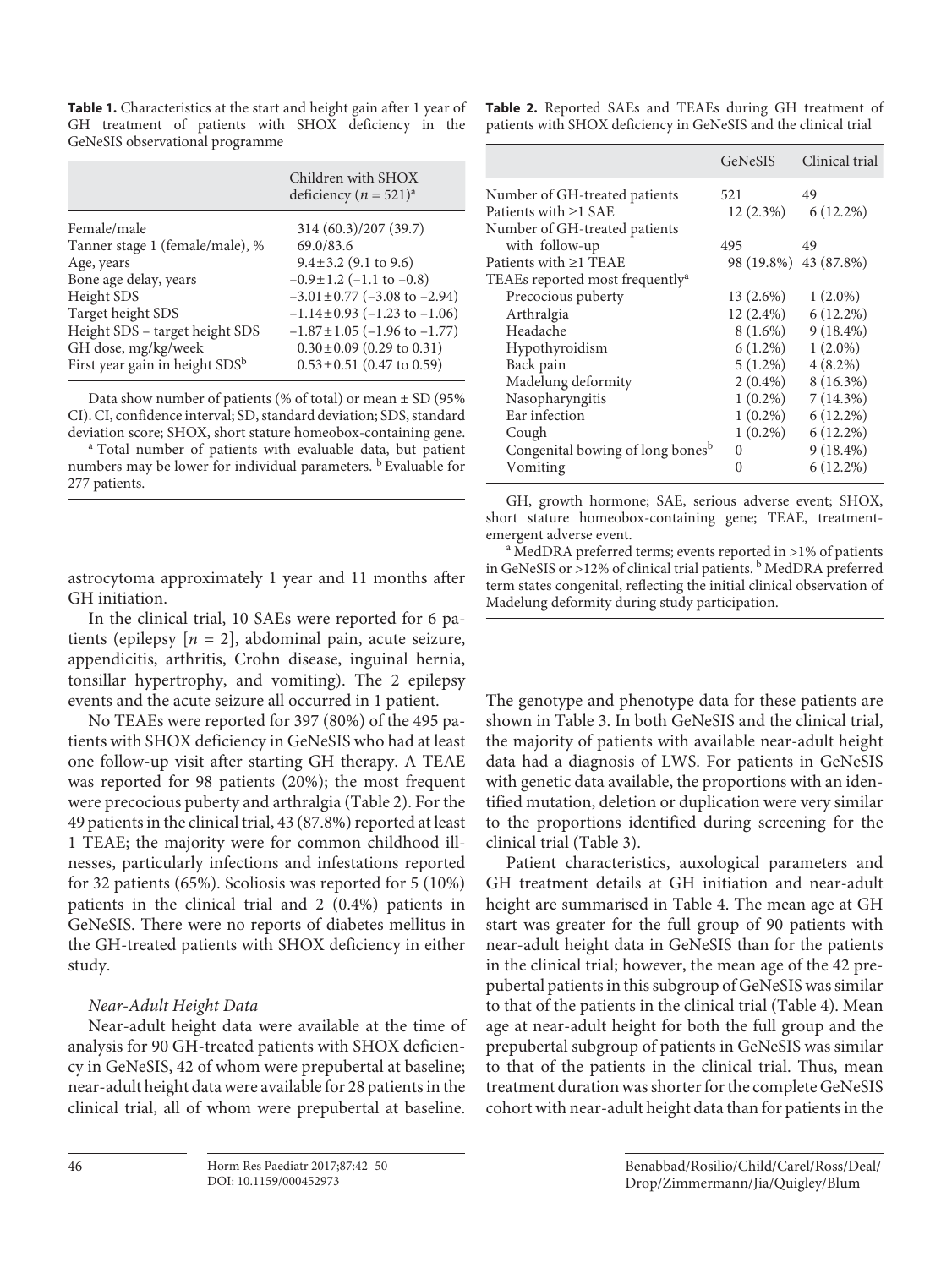**Table 1.** Characteristics at the start and height gain after 1 year of GH treatment of patients with SHOX deficiency in the GeNeSIS observational programme

| | Children with SHOX deficiency ($n$ = 521)[a] |
|---|---|
| Female/male | 314 (60.3)/207 (39.7) |
| Tanner stage 1 (female/male), % | 69.0/83.6 |
| Age, years | 9.4±3.2 (9.1 to 9.6) |
| Bone age delay, years | –0.9±1.2 (–1.1 to –0.8) |
| Height SDS | –3.01±0.77 (–3.08 to –2.94) |
| Target height SDS | –1.14±0.93 (–1.23 to –1.06) |
| Height SDS – target height SDS | –1.87±1.05 (–1.96 to –1.77) |
| GH dose, mg/kg/week | 0.30±0.09 (0.29 to 0.31) |
| First year gain in height SDS[b] | 0.53±0.51 (0.47 to 0.59) |

Data show number of patients (% of total) or mean ± SD (95% CI). CI, confidence interval; SD, standard deviation; SDS, standard deviation score; SHOX, short stature homeobox-containing gene.
[a] Total number of patients with evaluable data, but patient numbers may be lower for individual parameters. [b] Evaluable for 277 patients.

**Table 2.** Reported SAEs and TEAEs during GH treatment of patients with SHOX deficiency in GeNeSIS and the clinical trial

| | GeNeSIS | Clinical trial |
|---|---|---|
| Number of GH-treated patients | 521 | 49 |
| Patients with ≥1 SAE | 12 (2.3%) | 6 (12.2%) |
| Number of GH-treated patients with follow-up | 495 | 49 |
| Patients with ≥1 TEAE | 98 (19.8%) | 43 (87.8%) |
| TEAEs reported most frequently[a] | | |
| Precocious puberty | 13 (2.6%) | 1 (2.0%) |
| Arthralgia | 12 (2.4%) | 6 (12.2%) |
| Headache | 8 (1.6%) | 9 (18.4%) |
| Hypothyroidism | 6 (1.2%) | 1 (2.0%) |
| Back pain | 5 (1.2%) | 4 (8.2%) |
| Madelung deformity | 2 (0.4%) | 8 (16.3%) |
| Nasopharyngitis | 1 (0.2%) | 7 (14.3%) |
| Ear infection | 1 (0.2%) | 6 (12.2%) |
| Cough | 1 (0.2%) | 6 (12.2%) |
| Congenital bowing of long bones[b] | 0 | 9 (18.4%) |
| Vomiting | 0 | 6 (12.2%) |

GH, growth hormone; SAE, serious adverse event; SHOX, short stature homeobox-containing gene; TEAE, treatment-emergent adverse event.
[a] MedDRA preferred terms; events reported in >1% of patients in GeNeSIS or >12% of clinical trial patients. [b] MedDRA preferred term states congenital, reflecting the initial clinical observation of Madelung deformity during study participation.

astrocytoma approximately 1 year and 11 months after GH initiation.

In the clinical trial, 10 SAEs were reported for 6 patients (epilepsy [$n$ = 2], abdominal pain, acute seizure, appendicitis, arthritis, Crohn disease, inguinal hernia, tonsillar hypertrophy, and vomiting). The 2 epilepsy events and the acute seizure all occurred in 1 patient.

No TEAEs were reported for 397 (80%) of the 495 patients with SHOX deficiency in GeNeSIS who had at least one follow-up visit after starting GH therapy. A TEAE was reported for 98 patients (20%); the most frequent were precocious puberty and arthralgia (Table 2). For the 49 patients in the clinical trial, 43 (87.8%) reported at least 1 TEAE; the majority were for common childhood illnesses, particularly infections and infestations reported for 32 patients (65%). Scoliosis was reported for 5 (10%) patients in the clinical trial and 2 (0.4%) patients in GeNeSIS. There were no reports of diabetes mellitus in the GH-treated patients with SHOX deficiency in either study.

### *Near-Adult Height Data*

Near-adult height data were available at the time of analysis for 90 GH-treated patients with SHOX deficiency in GeNeSIS, 42 of whom were prepubertal at baseline; near-adult height data were available for 28 patients in the clinical trial, all of whom were prepubertal at baseline. The genotype and phenotype data for these patients are shown in Table 3. In both GeNeSIS and the clinical trial, the majority of patients with available near-adult height data had a diagnosis of LWS. For patients in GeNeSIS with genetic data available, the proportions with an identified mutation, deletion or duplication were very similar to the proportions identified during screening for the clinical trial (Table 3).

Patient characteristics, auxological parameters and GH treatment details at GH initiation and near-adult height are summarised in Table 4. The mean age at GH start was greater for the full group of 90 patients with near-adult height data in GeNeSIS than for the patients in the clinical trial; however, the mean age of the 42 prepubertal patients in this subgroup of GeNeSIS was similar to that of the patients in the clinical trial (Table 4). Mean age at near-adult height for both the full group and the prepubertal subgroup of patients in GeNeSIS was similar to that of the patients in the clinical trial. Thus, mean treatment duration was shorter for the complete GeNeSIS cohort with near-adult height data than for patients in the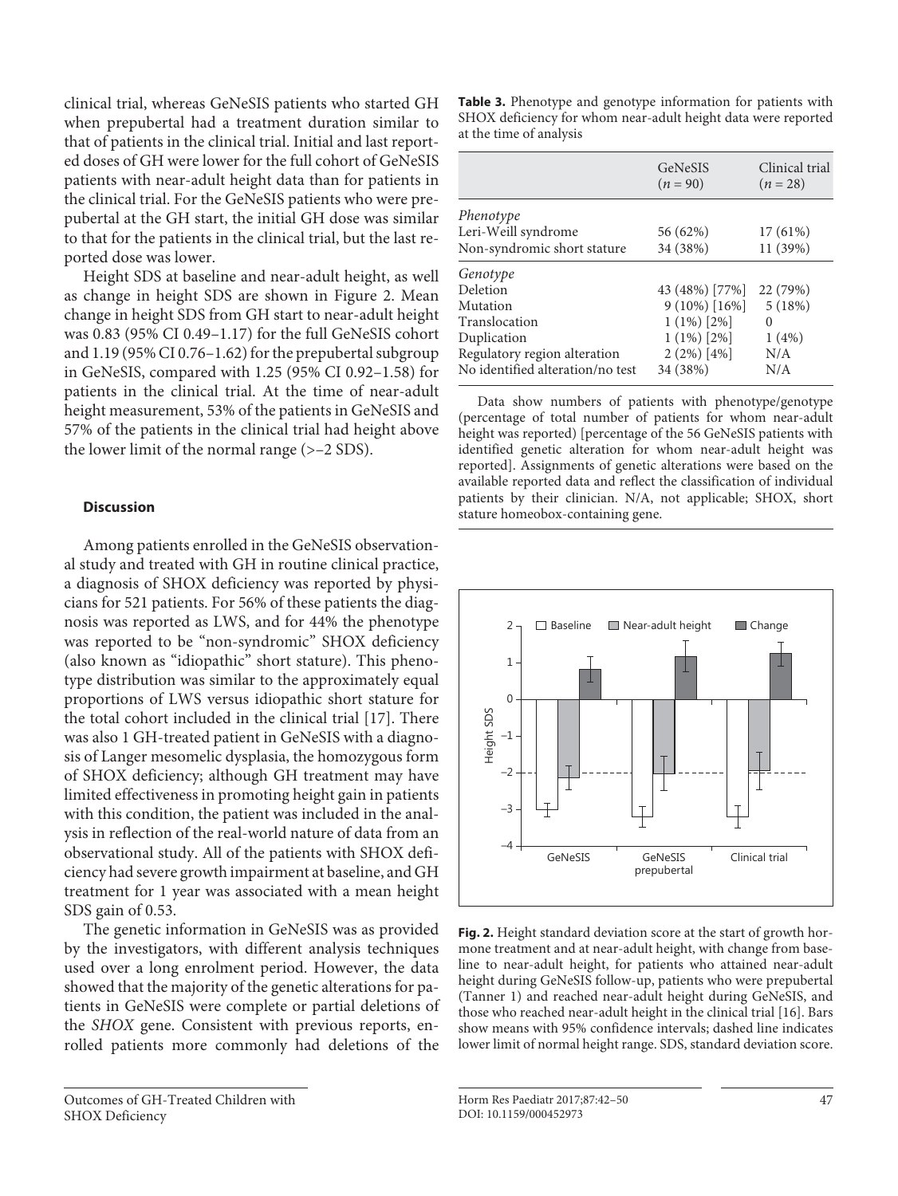clinical trial, whereas GeNeSIS patients who started GH when prepubertal had a treatment duration similar to that of patients in the clinical trial. Initial and last reported doses of GH were lower for the full cohort of GeNeSIS patients with near-adult height data than for patients in the clinical trial. For the GeNeSIS patients who were prepubertal at the GH start, the initial GH dose was similar to that for the patients in the clinical trial, but the last reported dose was lower.

Height SDS at baseline and near-adult height, as well as change in height SDS are shown in Figure 2. Mean change in height SDS from GH start to near-adult height was 0.83 (95% CI 0.49–1.17) for the full GeNeSIS cohort and 1.19 (95% CI 0.76–1.62) for the prepubertal subgroup in GeNeSIS, compared with 1.25 (95% CI 0.92–1.58) for patients in the clinical trial. At the time of near-adult height measurement, 53% of the patients in GeNeSIS and 57% of the patients in the clinical trial had height above the lower limit of the normal range (>–2 SDS).

**Table 3.** Phenotype and genotype information for patients with SHOX deficiency for whom near-adult height data were reported at the time of analysis

| | GeNeSIS ($n$ = 90) | Clinical trial ($n$ = 28) |
|---|---|---|
| *Phenotype* | | |
| Leri-Weill syndrome | 56 (62%) | 17 (61%) |
| Non-syndromic short stature | 34 (38%) | 11 (39%) |
| *Genotype* | | |
| Deletion | 43 (48%) [77%] | 22 (79%) |
| Mutation | 9 (10%) [16%] | 5 (18%) |
| Translocation | 1 (1%) [2%] | 0 |
| Duplication | 1 (1%) [2%] | 1 (4%) |
| Regulatory region alteration | 2 (2%) [4%] | N/A |
| No identified alteration/no test | 34 (38%) | N/A |

Data show numbers of patients with phenotype/genotype (percentage of total number of patients for whom near-adult height was reported) [percentage of the 56 GeNeSIS patients with identified genetic alteration for whom near-adult height was reported]. Assignments of genetic alterations were based on the available reported data and reflect the classification of individual patients by their clinician. N/A, not applicable; SHOX, short stature homeobox-containing gene.

**Fig. 2.** Height standard deviation score at the start of growth hormone treatment and at near-adult height, with change from baseline to near-adult height, for patients who attained near-adult height during GeNeSIS follow-up, patients who were prepubertal (Tanner 1) and reached near-adult height during GeNeSIS, and those who reached near-adult height in the clinical trial [16]. Bars show means with 95% confidence intervals; dashed line indicates lower limit of normal height range. SDS, standard deviation score.

## Discussion

Among patients enrolled in the GeNeSIS observational study and treated with GH in routine clinical practice, a diagnosis of SHOX deficiency was reported by physicians for 521 patients. For 56% of these patients the diagnosis was reported as LWS, and for 44% the phenotype was reported to be "non-syndromic" SHOX deficiency (also known as "idiopathic" short stature). This phenotype distribution was similar to the approximately equal proportions of LWS versus idiopathic short stature for the total cohort included in the clinical trial [17]. There was also 1 GH-treated patient in GeNeSIS with a diagnosis of Langer mesomelic dysplasia, the homozygous form of SHOX deficiency; although GH treatment may have limited effectiveness in promoting height gain in patients with this condition, the patient was included in the analysis in reflection of the real-world nature of data from an observational study. All of the patients with SHOX deficiency had severe growth impairment at baseline, and GH treatment for 1 year was associated with a mean height SDS gain of 0.53.

The genetic information in GeNeSIS was as provided by the investigators, with different analysis techniques used over a long enrolment period. However, the data showed that the majority of the genetic alterations for patients in GeNeSIS were complete or partial deletions of the *SHOX* gene. Consistent with previous reports, enrolled patients more commonly had deletions of the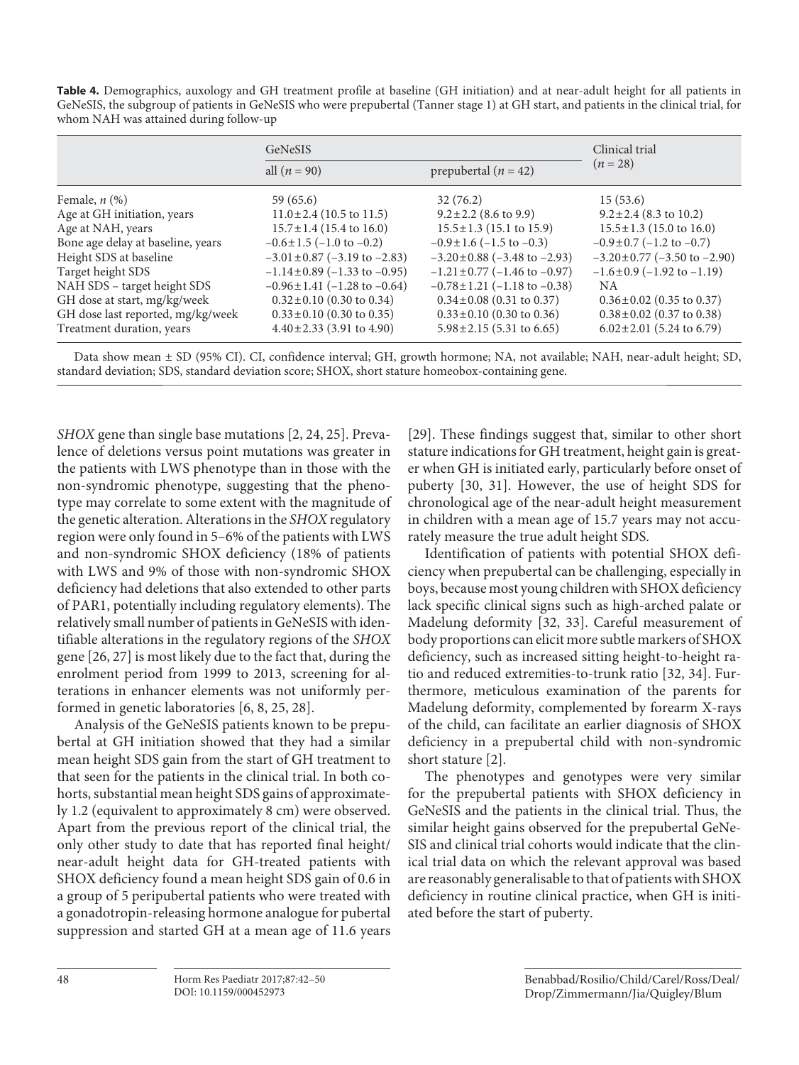**Table 4.** Demographics, auxology and GH treatment profile at baseline (GH initiation) and at near-adult height for all patients in GeNeSIS, the subgroup of patients in GeNeSIS who were prepubertal (Tanner stage 1) at GH start, and patients in the clinical trial, for whom NAH was attained during follow-up

| | GeNeSIS | | Clinical trial |
|---|---|---|---|
| | all ($n$ = 90) | prepubertal ($n$ = 42) | ($n$ = 28) |
| Female, $n$ (%) | 59 (65.6) | 32 (76.2) | 15 (53.6) |
| Age at GH initiation, years | 11.0±2.4 (10.5 to 11.5) | 9.2±2.2 (8.6 to 9.9) | 9.2±2.4 (8.3 to 10.2) |
| Age at NAH, years | 15.7±1.4 (15.4 to 16.0) | 15.5±1.3 (15.1 to 15.9) | 15.5±1.3 (15.0 to 16.0) |
| Bone age delay at baseline, years | –0.6±1.5 (–1.0 to –0.2) | –0.9±1.6 (–1.5 to –0.3) | –0.9±0.7 (–1.2 to –0.7) |
| Height SDS at baseline | –3.01±0.87 (–3.19 to –2.83) | –3.20±0.88 (–3.48 to –2.93) | –3.20±0.77 (–3.50 to –2.90) |
| Target height SDS | –1.14±0.89 (–1.33 to –0.95) | –1.21±0.77 (–1.46 to –0.97) | –1.6±0.9 (–1.92 to –1.19) |
| NAH SDS – target height SDS | –0.96±1.41 (–1.28 to –0.64) | –0.78±1.21 (–1.18 to –0.38) | NA |
| GH dose at start, mg/kg/week | 0.32±0.10 (0.30 to 0.34) | 0.34±0.08 (0.31 to 0.37) | 0.36±0.02 (0.35 to 0.37) |
| GH dose last reported, mg/kg/week | 0.33±0.10 (0.30 to 0.35) | 0.33±0.10 (0.30 to 0.36) | 0.38±0.02 (0.37 to 0.38) |
| Treatment duration, years | 4.40±2.33 (3.91 to 4.90) | 5.98±2.15 (5.31 to 6.65) | 6.02±2.01 (5.24 to 6.79) |

Data show mean ± SD (95% CI). CI, confidence interval; GH, growth hormone; NA, not available; NAH, near-adult height; SD, standard deviation; SDS, standard deviation score; SHOX, short stature homeobox-containing gene.

*SHOX* gene than single base mutations [2, 24, 25]. Prevalence of deletions versus point mutations was greater in the patients with LWS phenotype than in those with the non-syndromic phenotype, suggesting that the phenotype may correlate to some extent with the magnitude of the genetic alteration. Alterations in the *SHOX* regulatory region were only found in 5–6% of the patients with LWS and non-syndromic SHOX deficiency (18% of patients with LWS and 9% of those with non-syndromic SHOX deficiency had deletions that also extended to other parts of PAR1, potentially including regulatory elements). The relatively small number of patients in GeNeSIS with identifiable alterations in the regulatory regions of the *SHOX* gene [26, 27] is most likely due to the fact that, during the enrolment period from 1999 to 2013, screening for alterations in enhancer elements was not uniformly performed in genetic laboratories [6, 8, 25, 28].

Analysis of the GeNeSIS patients known to be prepubertal at GH initiation showed that they had a similar mean height SDS gain from the start of GH treatment to that seen for the patients in the clinical trial. In both cohorts, substantial mean height SDS gains of approximately 1.2 (equivalent to approximately 8 cm) were observed. Apart from the previous report of the clinical trial, the only other study to date that has reported final height/near-adult height data for GH-treated patients with SHOX deficiency found a mean height SDS gain of 0.6 in a group of 5 peripubertal patients who were treated with a gonadotropin-releasing hormone analogue for pubertal suppression and started GH at a mean age of 11.6 years [29]. These findings suggest that, similar to other short stature indications for GH treatment, height gain is greater when GH is initiated early, particularly before onset of puberty [30, 31]. However, the use of height SDS for chronological age of the near-adult height measurement in children with a mean age of 15.7 years may not accurately measure the true adult height SDS.

Identification of patients with potential SHOX deficiency when prepubertal can be challenging, especially in boys, because most young children with SHOX deficiency lack specific clinical signs such as high-arched palate or Madelung deformity [32, 33]. Careful measurement of body proportions can elicit more subtle markers of SHOX deficiency, such as increased sitting height-to-height ratio and reduced extremities-to-trunk ratio [32, 34]. Furthermore, meticulous examination of the parents for Madelung deformity, complemented by forearm X-rays of the child, can facilitate an earlier diagnosis of SHOX deficiency in a prepubertal child with non-syndromic short stature [2].

The phenotypes and genotypes were very similar for the prepubertal patients with SHOX deficiency in GeNeSIS and the patients in the clinical trial. Thus, the similar height gains observed for the prepubertal GeNeSIS and clinical trial cohorts would indicate that the clinical trial data on which the relevant approval was based are reasonably generalisable to that of patients with SHOX deficiency in routine clinical practice, when GH is initiated before the start of puberty.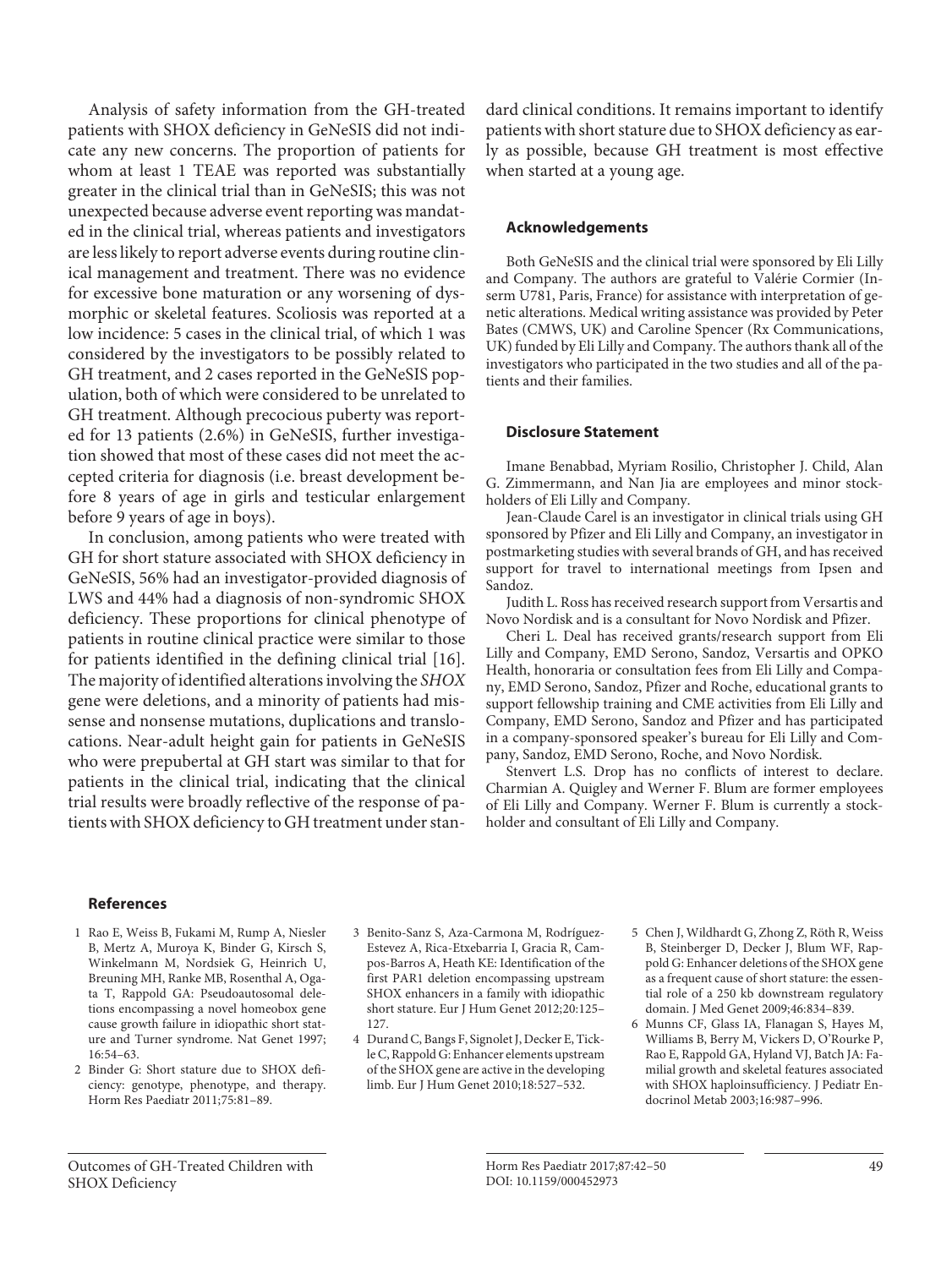Analysis of safety information from the GH-treated patients with SHOX deficiency in GeNeSIS did not indicate any new concerns. The proportion of patients for whom at least 1 TEAE was reported was substantially greater in the clinical trial than in GeNeSIS; this was not unexpected because adverse event reporting was mandated in the clinical trial, whereas patients and investigators are less likely to report adverse events during routine clinical management and treatment. There was no evidence for excessive bone maturation or any worsening of dysmorphic or skeletal features. Scoliosis was reported at a low incidence: 5 cases in the clinical trial, of which 1 was considered by the investigators to be possibly related to GH treatment, and 2 cases reported in the GeNeSIS population, both of which were considered to be unrelated to GH treatment. Although precocious puberty was reported for 13 patients (2.6%) in GeNeSIS, further investigation showed that most of these cases did not meet the accepted criteria for diagnosis (i.e. breast development before 8 years of age in girls and testicular enlargement before 9 years of age in boys).

In conclusion, among patients who were treated with GH for short stature associated with SHOX deficiency in GeNeSIS, 56% had an investigator-provided diagnosis of LWS and 44% had a diagnosis of non-syndromic SHOX deficiency. These proportions for clinical phenotype of patients in routine clinical practice were similar to those for patients identified in the defining clinical trial [16]. The majority of identified alterations involving the *SHOX* gene were deletions, and a minority of patients had missense and nonsense mutations, duplications and translocations. Near-adult height gain for patients in GeNeSIS who were prepubertal at GH start was similar to that for patients in the clinical trial, indicating that the clinical trial results were broadly reflective of the response of patients with SHOX deficiency to GH treatment under standard clinical conditions. It remains important to identify patients with short stature due to SHOX deficiency as early as possible, because GH treatment is most effective when started at a young age.

### Acknowledgements

Both GeNeSIS and the clinical trial were sponsored by Eli Lilly and Company. The authors are grateful to Valérie Cormier (Inserm U781, Paris, France) for assistance with interpretation of genetic alterations. Medical writing assistance was provided by Peter Bates (CMWS, UK) and Caroline Spencer (Rx Communications, UK) funded by Eli Lilly and Company. The authors thank all of the investigators who participated in the two studies and all of the patients and their families.

### Disclosure Statement

Imane Benabbad, Myriam Rosilio, Christopher J. Child, Alan G. Zimmermann, and Nan Jia are employees and minor stockholders of Eli Lilly and Company.

Jean-Claude Carel is an investigator in clinical trials using GH sponsored by Pfizer and Eli Lilly and Company, an investigator in postmarketing studies with several brands of GH, and has received support for travel to international meetings from Ipsen and Sandoz.

Judith L. Ross has received research support from Versartis and Novo Nordisk and is a consultant for Novo Nordisk and Pfizer.

Cheri L. Deal has received grants/research support from Eli Lilly and Company, EMD Serono, Sandoz, Versartis and OPKO Health, honoraria or consultation fees from Eli Lilly and Company, EMD Serono, Sandoz, Pfizer and Roche, educational grants to support fellowship training and CME activities from Eli Lilly and Company, EMD Serono, Sandoz and Pfizer and has participated in a company-sponsored speaker's bureau for Eli Lilly and Company, Sandoz, EMD Serono, Roche, and Novo Nordisk.

Stenvert L.S. Drop has no conflicts of interest to declare. Charmian A. Quigley and Werner F. Blum are former employees of Eli Lilly and Company. Werner F. Blum is currently a stockholder and consultant of Eli Lilly and Company.

### References

1. Rao E, Weiss B, Fukami M, Rump A, Niesler B, Mertz A, Muroya K, Binder G, Kirsch S, Winkelmann M, Nordsiek G, Heinrich U, Breuning MH, Ranke MB, Rosenthal A, Ogata T, Rappold GA: Pseudoautosomal deletions encompassing a novel homeobox gene cause growth failure in idiopathic short stature and Turner syndrome. Nat Genet 1997; 16:54–63.
2. Binder G: Short stature due to SHOX deficiency: genotype, phenotype, and therapy. Horm Res Paediatr 2011;75:81–89.
3. Benito-Sanz S, Aza-Carmona M, Rodríguez-Estevez A, Rica-Etxebarria I, Gracia R, Campos-Barros A, Heath KE: Identification of the first PAR1 deletion encompassing upstream SHOX enhancers in a family with idiopathic short stature. Eur J Hum Genet 2012;20:125–127.
4. Durand C, Bangs F, Signolet J, Decker E, Tickle C, Rappold G: Enhancer elements upstream of the SHOX gene are active in the developing limb. Eur J Hum Genet 2010;18:527–532.
5. Chen J, Wildhardt G, Zhong Z, Röth R, Weiss B, Steinberger D, Decker J, Blum WF, Rappold G: Enhancer deletions of the SHOX gene as a frequent cause of short stature: the essential role of a 250 kb downstream regulatory domain. J Med Genet 2009;46:834–839.
6. Munns CF, Glass IA, Flanagan S, Hayes M, Williams B, Berry M, Vickers D, O'Rourke P, Rao E, Rappold GA, Hyland VJ, Batch JA: Familial growth and skeletal features associated with SHOX haploinsufficiency. J Pediatr Endocrinol Metab 2003;16:987–996.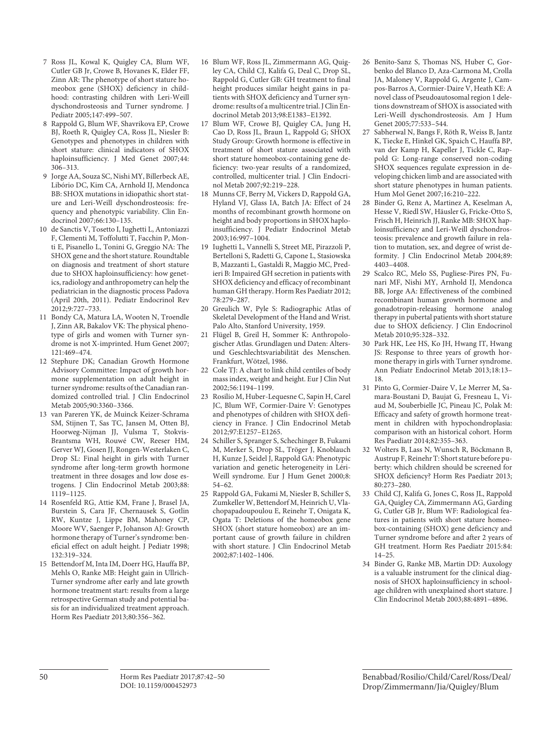7 Ross JL, Kowal K, Quigley CA, Blum WF, Cutler GB Jr, Crowe B, Hovanes K, Elder FF, Zinn AR: The phenotype of short stature homeobox gene (SHOX) deficiency in childhood: contrasting children with Leri-Weill dyschondrosteosis and Turner syndrome. J Pediatr 2005;147:499–507.

8 Rappold G, Blum WF, Shavrikova EP, Crowe BJ, Roeth R, Quigley CA, Ross JL, Niesler B: Genotypes and phenotypes in children with short stature: clinical indicators of SHOX haploinsufficiency. J Med Genet 2007;44: 306–313.

9 Jorge AA, Souza SC, Nishi MY, Billerbeck AE, Libório DC, Kim CA, Arnhold IJ, Mendonca BB: SHOX mutations in idiopathic short stature and Leri-Weill dyschondrosteosis: frequency and phenotypic variability. Clin Endocrinol 2007;66:130–135.

10 de Sanctis V, Tosetto I, Iughetti L, Antoniazzi F, Clementi M, Toffolutti T, Facchin P, Monti E, Pisanello L, Tonini G, Greggio NA: The SHOX gene and the short stature. Roundtable on diagnosis and treatment of short stature due to SHOX haploinsufficiency: how genetics, radiology and anthropometry can help the pediatrician in the diagnostic process Padova (April 20th, 2011). Pediatr Endocrinol Rev 2012;9:727–733.

11 Bondy CA, Matura LA, Wooten N, Troendle J, Zinn AR, Bakalov VK: The physical phenotype of girls and women with Turner syndrome is not X-imprinted. Hum Genet 2007; 121:469–474.

12 Stephure DK; Canadian Growth Hormone Advisory Committee: Impact of growth hormone supplementation on adult height in turner syndrome: results of the Canadian randomized controlled trial. J Clin Endocrinol Metab 2005;90:3360–3366.

13 van Pareren YK, de Muinck Keizer-Schrama SM, Stijnen T, Sas TC, Jansen M, Otten BJ, Hoorweg-Nijman JJ, Vulsma T, Stokvis-Brantsma WH, Rouwé CW, Reeser HM, Gerver WJ, Gosen JJ, Rongen-Westerlaken C, Drop SL: Final height in girls with Turner syndrome after long-term growth hormone treatment in three dosages and low dose estrogens. J Clin Endocrinol Metab 2003;88: 1119–1125.

14 Rosenfeld RG, Attie KM, Frane J, Brasel JA, Burstein S, Cara JF, Chernausek S, Gotlin RW, Kuntze J, Lippe BM, Mahoney CP, Moore WV, Saenger P, Johanson AJ: Growth hormone therapy of Turner's syndrome: beneficial effect on adult height. J Pediatr 1998; 132:319–324.

15 Bettendorf M, Inta IM, Doerr HG, Hauffa BP, Mehls O, Ranke MB: Height gain in Ullrich-Turner syndrome after early and late growth hormone treatment start: results from a large retrospective German study and potential basis for an individualized treatment approach. Horm Res Paediatr 2013;80:356–362.

16 Blum WF, Ross JL, Zimmermann AG, Quigley CA, Child CJ, Kalifa G, Deal C, Drop SL, Rappold G, Cutler GB: GH treatment to final height produces similar height gains in patients with SHOX deficiency and Turner syndrome: results of a multicentre trial. J Clin Endocrinol Metab 2013;98:E1383–E1392.

17 Blum WF, Crowe BJ, Quigley CA, Jung H, Cao D, Ross JL, Braun L, Rappold G; SHOX Study Group: Growth hormone is effective in treatment of short stature associated with short stature homeobox-containing gene deficiency: two-year results of a randomized, controlled, multicenter trial. J Clin Endocrinol Metab 2007;92:219–228.

18 Munns CF, Berry M, Vickers D, Rappold GA, Hyland VJ, Glass IA, Batch JA: Effect of 24 months of recombinant growth hormone on height and body proportions in SHOX haploinsufficiency. J Pediatr Endocrinol Metab 2003;16:997–1004.

19 Iughetti L, Vannelli S, Street ME, Pirazzoli P, Bertelloni S, Radetti G, Capone L, Stasiowska B, Mazzanti L, Gastaldi R, Maggio MC, Predieri B: Impaired GH secretion in patients with SHOX deficiency and efficacy of recombinant human GH therapy. Horm Res Paediatr 2012; 78:279–287.

20 Greulich W, Pyle S: Radiographic Atlas of Skeletal Development of the Hand and Wrist. Palo Alto, Stanford University, 1959.

21 Flügel B, Greil H, Sommer K: Anthropologischer Atlas. Grundlagen und Daten: Alters- und Geschlechtsvariabilität des Menschen. Frankfurt, Wötzel, 1986.

22 Cole TJ: A chart to link child centiles of body mass index, weight and height. Eur J Clin Nut 2002;56:1194–1199.

23 Rosilio M, Huber-Lequesne C, Sapin H, Carel JC, Blum WF, Cormier-Daire V: Genotypes and phenotypes of children with SHOX deficiency in France. J Clin Endocrinol Metab 2012;97:E1257–E1265.

24 Schiller S, Spranger S, Schechinger B, Fukami M, Merker S, Drop SL, Tröger J, Knoblauch H, Kunze J, Seidel J, Rappold GA: Phenotypic variation and genetic heterogeneity in Léri-Weill syndrome. Eur J Hum Genet 2000;8: 54–62.

25 Rappold GA, Fukami M, Niesler B, Schiller S, Zumkeller W, Bettendorf M, Heinrich U, Vlachopapadoupoulou E, Reinehr T, Onigata K, Ogata T: Deletions of the homeobox gene SHOX (short stature homeobox) are an important cause of growth failure in children with short stature. J Clin Endocrinol Metab 2002;87:1402–1406.

26 Benito-Sanz S, Thomas NS, Huber C, Gorbenko del Blanco D, Aza-Carmona M, Crolla JA, Maloney V, Rappold G, Argente J, Campos-Barros A, Cormier-Daire V, Heath KE: A novel class of Pseudoautosomal region 1 deletions downstream of SHOX is associated with Leri-Weill dyschondrosteosis. Am J Hum Genet 2005;77:533–544.

27 Sabherwal N, Bangs F, Röth R, Weiss B, Jantz K, Tiecke E, Hinkel GK, Spaich C, Hauffa BP, van der Kamp H, Kapeller J, Tickle C, Rappold G: Long-range conserved non-coding SHOX sequences regulate expression in developing chicken limb and are associated with short stature phenotypes in human patients. Hum Mol Genet 2007;16:210–222.

28 Binder G, Renz A, Martinez A, Keselman A, Hesse V, Riedl SW, Häusler G, Fricke-Otto S, Frisch H, Heinrich JJ, Ranke MB: SHOX haploinsufficiency and Leri-Weill dyschondrosteosis: prevalence and growth failure in relation to mutation, sex, and degree of wrist deformity. J Clin Endocrinol Metab 2004;89: 4403–4408.

29 Scalco RC, Melo SS, Pugliese-Pires PN, Funari MF, Nishi MY, Arnhold IJ, Mendonca BB, Jorge AA: Effectiveness of the combined recombinant human growth hormone and gonadotropin-releasing hormone analog therapy in pubertal patients with short stature due to SHOX deficiency. J Clin Endocrinol Metab 2010;95:328–332.

30 Park HK, Lee HS, Ko JH, Hwang IT, Hwang JS: Response to three years of growth hormone therapy in girls with Turner syndrome. Ann Pediatr Endocrinol Metab 2013;18:13–18.

31 Pinto G, Cormier-Daire V, Le Merrer M, Samara-Boustani D, Baujat G, Fresneau L, Viaud M, Souberbielle JC, Pineau JC, Polak M: Efficacy and safety of growth hormone treatment in children with hypochondroplasia: comparison with an historical cohort. Horm Res Paediatr 2014;82:355–363.

32 Wolters B, Lass N, Wunsch R, Böckmann B, Austrup F, Reinehr T: Short stature before puberty: which children should be screened for SHOX deficiency? Horm Res Paediatr 2013; 80:273–280.

33 Child CJ, Kalifa G, Jones C, Ross JL, Rappold GA, Quigley CA, Zimmermann AG, Garding G, Cutler GB Jr, Blum WF: Radiological features in patients with short stature homeobox-containing (SHOX) gene deficiency and Turner syndrome before and after 2 years of GH treatment. Horm Res Paediatr 2015:84: 14–25.

34 Binder G, Ranke MB, Martin DD: Auxology is a valuable instrument for the clinical diagnosis of SHOX haploinsufficiency in school-age children with unexplained short stature. J Clin Endocrinol Metab 2003;88:4891–4896.